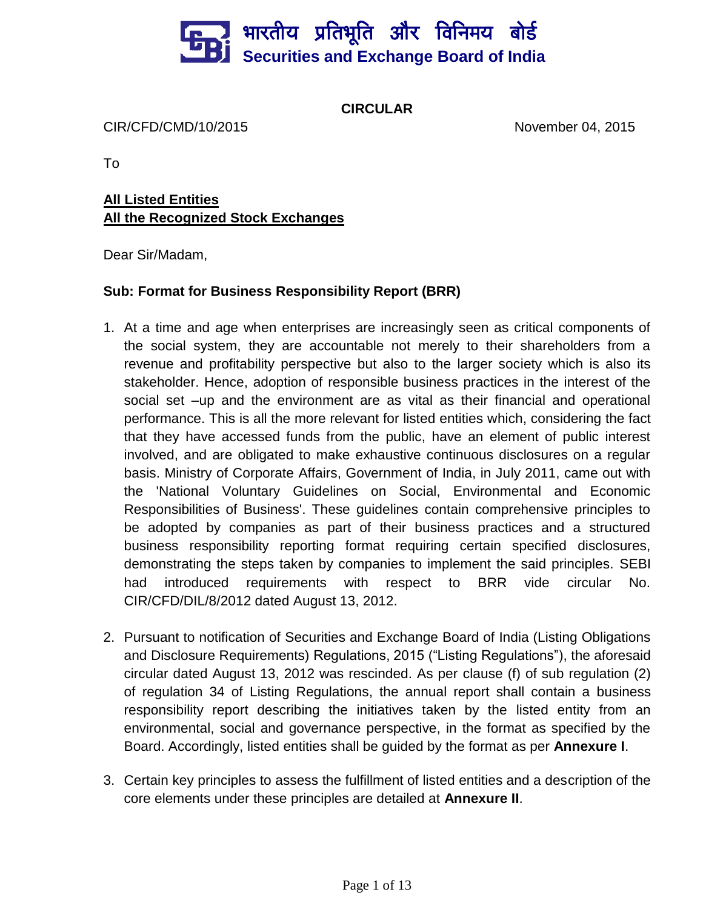भारतीय प्रतिभूति और विनिमय बोर्ड
**Securities and Exchange Board of India**

**CIRCULAR**

CIR/CFD/CMD/10/2015 November 04, 2015

To

**All Listed Entities**
**All the Recognized Stock Exchanges**

Dear Sir/Madam,

**Sub: Format for Business Responsibility Report (BRR)**

1. At a time and age when enterprises are increasingly seen as critical components of the social system, they are accountable not merely to their shareholders from a revenue and profitability perspective but also to the larger society which is also its stakeholder. Hence, adoption of responsible business practices in the interest of the social set –up and the environment are as vital as their financial and operational performance. This is all the more relevant for listed entities which, considering the fact that they have accessed funds from the public, have an element of public interest involved, and are obligated to make exhaustive continuous disclosures on a regular basis. Ministry of Corporate Affairs, Government of India, in July 2011, came out with the 'National Voluntary Guidelines on Social, Environmental and Economic Responsibilities of Business'. These guidelines contain comprehensive principles to be adopted by companies as part of their business practices and a structured business responsibility reporting format requiring certain specified disclosures, demonstrating the steps taken by companies to implement the said principles. SEBI had introduced requirements with respect to BRR vide circular No. CIR/CFD/DIL/8/2012 dated August 13, 2012.

2. Pursuant to notification of Securities and Exchange Board of India (Listing Obligations and Disclosure Requirements) Regulations, 2015 ("Listing Regulations"), the aforesaid circular dated August 13, 2012 was rescinded. As per clause (f) of sub regulation (2) of regulation 34 of Listing Regulations, the annual report shall contain a business responsibility report describing the initiatives taken by the listed entity from an environmental, social and governance perspective, in the format as specified by the Board. Accordingly, listed entities shall be guided by the format as per **Annexure I**.

3. Certain key principles to assess the fulfillment of listed entities and a description of the core elements under these principles are detailed at **Annexure II**.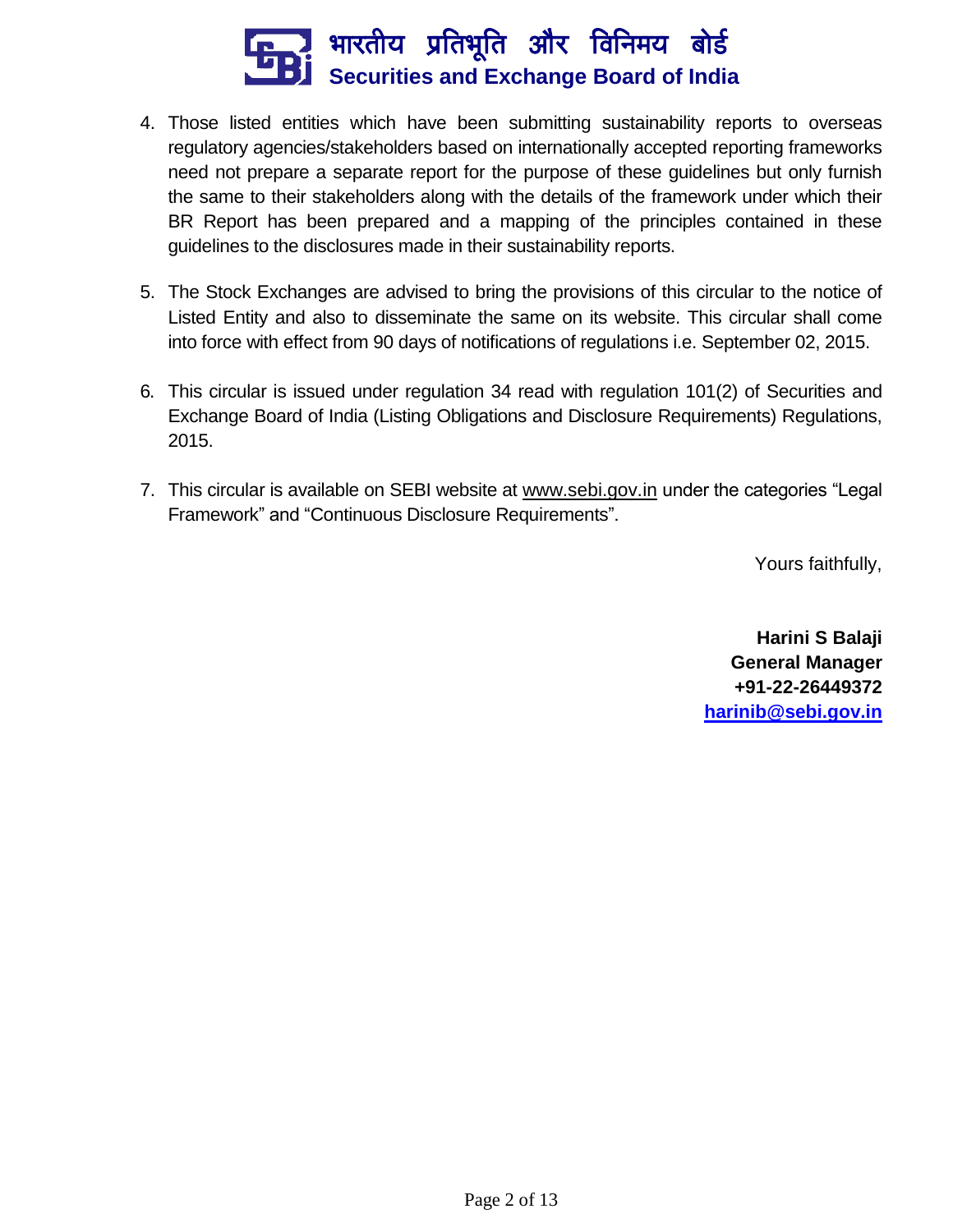4. Those listed entities which have been submitting sustainability reports to overseas regulatory agencies/stakeholders based on internationally accepted reporting frameworks need not prepare a separate report for the purpose of these guidelines but only furnish the same to their stakeholders along with the details of the framework under which their BR Report has been prepared and a mapping of the principles contained in these guidelines to the disclosures made in their sustainability reports.

5. The Stock Exchanges are advised to bring the provisions of this circular to the notice of Listed Entity and also to disseminate the same on its website. This circular shall come into force with effect from 90 days of notifications of regulations i.e. September 02, 2015.

6. This circular is issued under regulation 34 read with regulation 101(2) of Securities and Exchange Board of India (Listing Obligations and Disclosure Requirements) Regulations, 2015.

7. This circular is available on SEBI website at www.sebi.gov.in under the categories "Legal Framework" and "Continuous Disclosure Requirements".

Yours faithfully,

**Harini S Balaji**
**General Manager**
**+91-22-26449372**
**harinib@sebi.gov.in**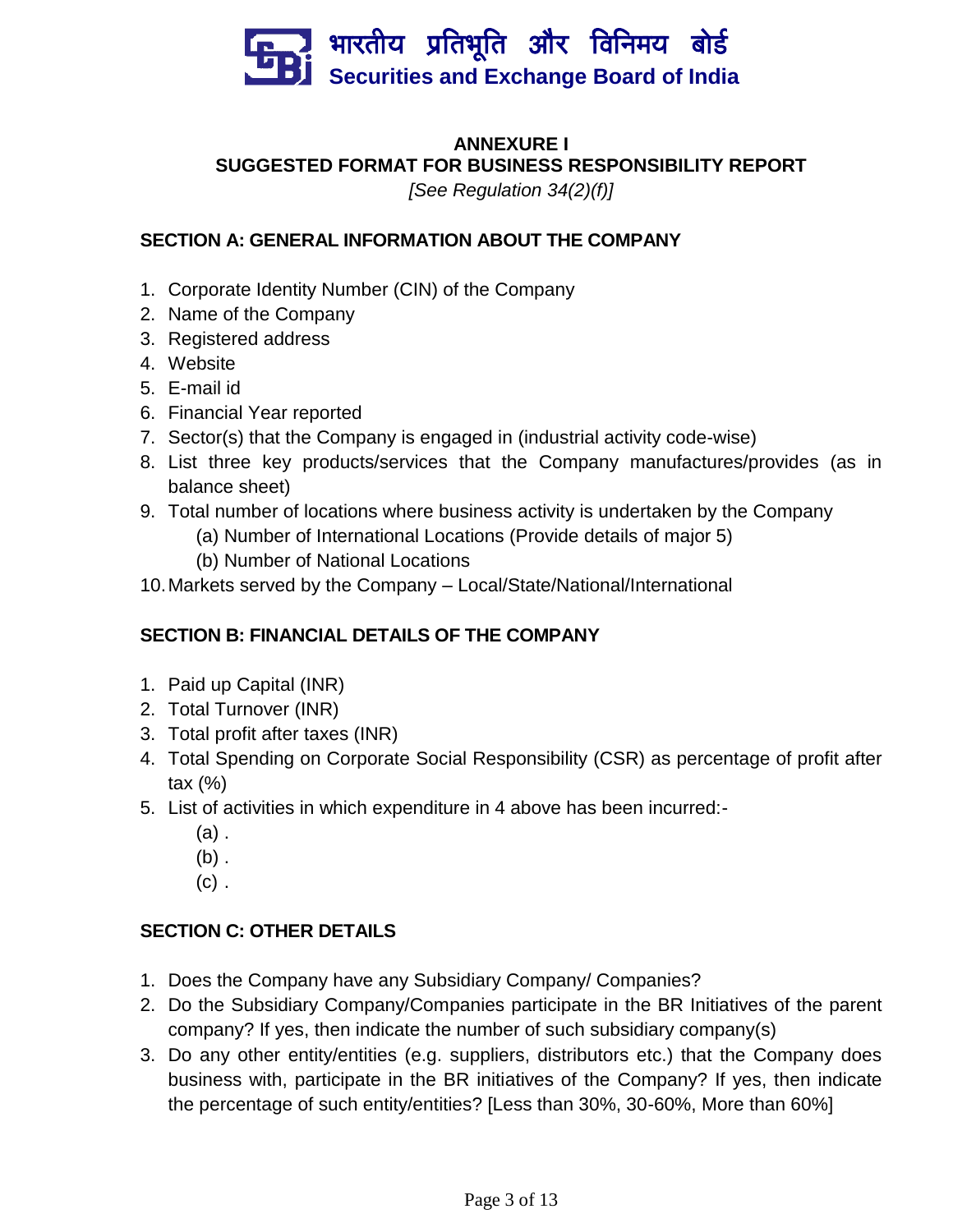**ANNEXURE I**

**SUGGESTED FORMAT FOR BUSINESS RESPONSIBILITY REPORT**

*[See Regulation 34(2)(f)]*

## SECTION A: GENERAL INFORMATION ABOUT THE COMPANY

1. Corporate Identity Number (CIN) of the Company
2. Name of the Company
3. Registered address
4. Website
5. E-mail id
6. Financial Year reported
7. Sector(s) that the Company is engaged in (industrial activity code-wise)
8. List three key products/services that the Company manufactures/provides (as in balance sheet)
9. Total number of locations where business activity is undertaken by the Company
   (a) Number of International Locations (Provide details of major 5)
   (b) Number of National Locations
10. Markets served by the Company – Local/State/National/International

## SECTION B: FINANCIAL DETAILS OF THE COMPANY

1. Paid up Capital (INR)
2. Total Turnover (INR)
3. Total profit after taxes (INR)
4. Total Spending on Corporate Social Responsibility (CSR) as percentage of profit after tax (%)
5. List of activities in which expenditure in 4 above has been incurred:-
   (a) .
   (b) .
   (c) .

## SECTION C: OTHER DETAILS

1. Does the Company have any Subsidiary Company/ Companies?
2. Do the Subsidiary Company/Companies participate in the BR Initiatives of the parent company? If yes, then indicate the number of such subsidiary company(s)
3. Do any other entity/entities (e.g. suppliers, distributors etc.) that the Company does business with, participate in the BR initiatives of the Company? If yes, then indicate the percentage of such entity/entities? [Less than 30%, 30-60%, More than 60%]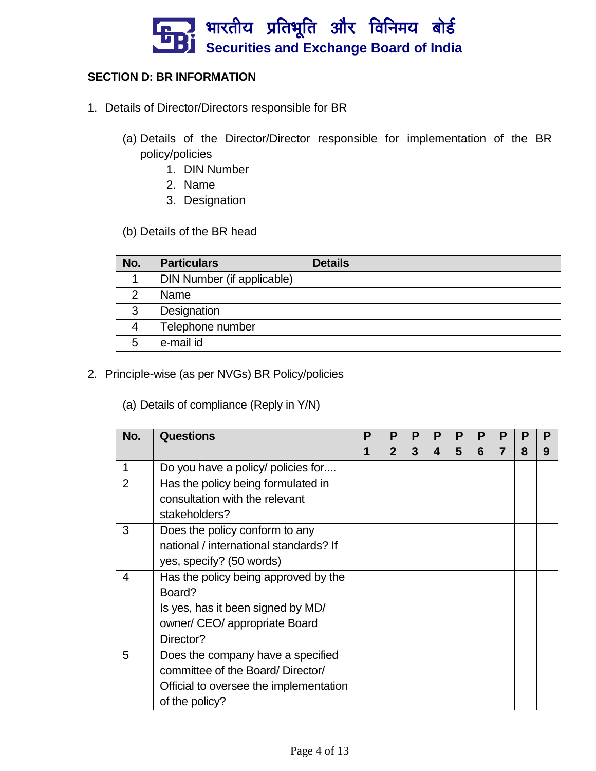## SECTION D: BR INFORMATION

1. Details of Director/Directors responsible for BR

   (a) Details of the Director/Director responsible for implementation of the BR policy/policies
      1. DIN Number
      2. Name
      3. Designation

   (b) Details of the BR head

| No. | Particulars | Details |
|---|---|---|
| 1 | DIN Number (if applicable) | |
| 2 | Name | |
| 3 | Designation | |
| 4 | Telephone number | |
| 5 | e-mail id | |

2. Principle-wise (as per NVGs) BR Policy/policies

   (a) Details of compliance (Reply in Y/N)

| No. | Questions | P 1 | P 2 | P 3 | P 4 | P 5 | P 6 | P 7 | P 8 | P 9 |
|---|---|---|---|---|---|---|---|---|---|---|
| 1 | Do you have a policy/ policies for.... | | | | | | | | | |
| 2 | Has the policy being formulated in consultation with the relevant stakeholders? | | | | | | | | | |
| 3 | Does the policy conform to any national / international standards? If yes, specify? (50 words) | | | | | | | | | |
| 4 | Has the policy being approved by the Board?<br>Is yes, has it been signed by MD/ owner/ CEO/ appropriate Board Director? | | | | | | | | | |
| 5 | Does the company have a specified committee of the Board/ Director/ Official to oversee the implementation of the policy? | | | | | | | | | |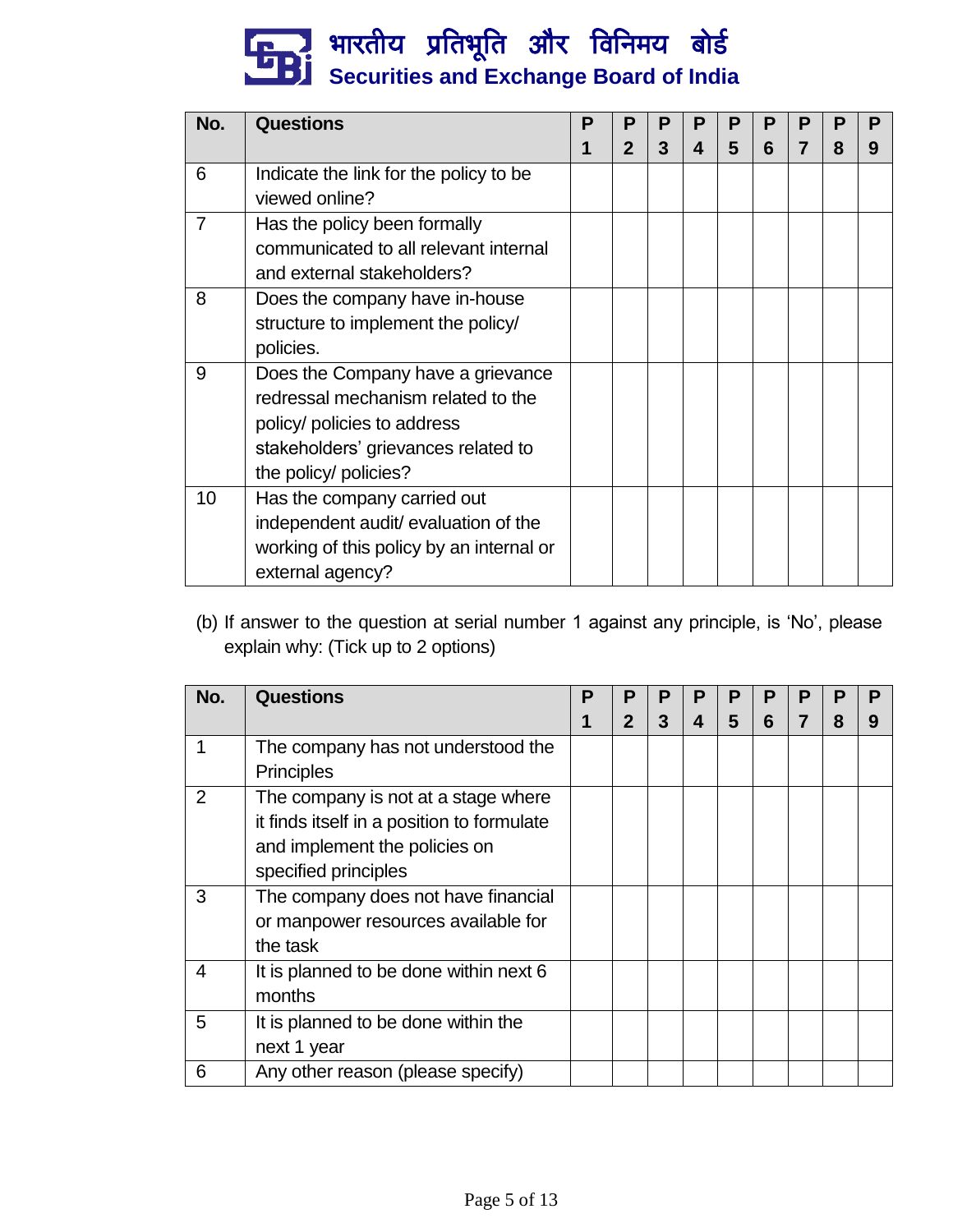| No. | Questions | P 1 | P 2 | P 3 | P 4 | P 5 | P 6 | P 7 | P 8 | P 9 |
|---|---|---|---|---|---|---|---|---|---|---|
| 6 | Indicate the link for the policy to be viewed online? | | | | | | | | | |
| 7 | Has the policy been formally communicated to all relevant internal and external stakeholders? | | | | | | | | | |
| 8 | Does the company have in-house structure to implement the policy/ policies. | | | | | | | | | |
| 9 | Does the Company have a grievance redressal mechanism related to the policy/ policies to address stakeholders' grievances related to the policy/ policies? | | | | | | | | | |
| 10 | Has the company carried out independent audit/ evaluation of the working of this policy by an internal or external agency? | | | | | | | | | |

(b) If answer to the question at serial number 1 against any principle, is 'No', please explain why: (Tick up to 2 options)

| No. | Questions | P 1 | P 2 | P 3 | P 4 | P 5 | P 6 | P 7 | P 8 | P 9 |
|---|---|---|---|---|---|---|---|---|---|---|
| 1 | The company has not understood the Principles | | | | | | | | | |
| 2 | The company is not at a stage where it finds itself in a position to formulate and implement the policies on specified principles | | | | | | | | | |
| 3 | The company does not have financial or manpower resources available for the task | | | | | | | | | |
| 4 | It is planned to be done within next 6 months | | | | | | | | | |
| 5 | It is planned to be done within the next 1 year | | | | | | | | | |
| 6 | Any other reason (please specify) | | | | | | | | | |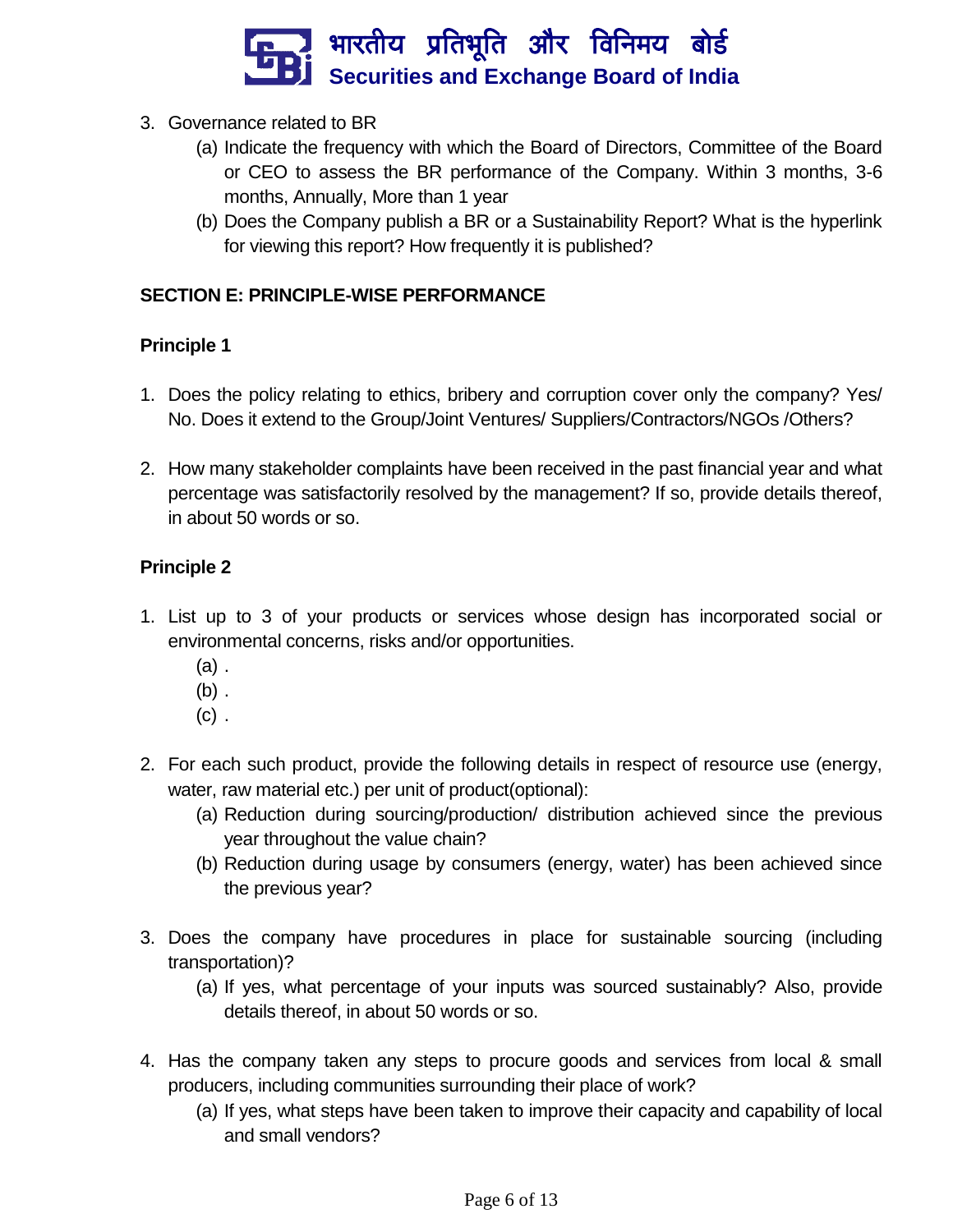3. Governance related to BR
   - (a) Indicate the frequency with which the Board of Directors, Committee of the Board or CEO to assess the BR performance of the Company. Within 3 months, 3-6 months, Annually, More than 1 year
   - (b) Does the Company publish a BR or a Sustainability Report? What is the hyperlink for viewing this report? How frequently it is published?

**SECTION E: PRINCIPLE-WISE PERFORMANCE**

**Principle 1**

1. Does the policy relating to ethics, bribery and corruption cover only the company? Yes/ No. Does it extend to the Group/Joint Ventures/ Suppliers/Contractors/NGOs /Others?

2. How many stakeholder complaints have been received in the past financial year and what percentage was satisfactorily resolved by the management? If so, provide details thereof, in about 50 words or so.

**Principle 2**

1. List up to 3 of your products or services whose design has incorporated social or environmental concerns, risks and/or opportunities.
   - (a) .
   - (b) .
   - (c) .

2. For each such product, provide the following details in respect of resource use (energy, water, raw material etc.) per unit of product(optional):
   - (a) Reduction during sourcing/production/ distribution achieved since the previous year throughout the value chain?
   - (b) Reduction during usage by consumers (energy, water) has been achieved since the previous year?

3. Does the company have procedures in place for sustainable sourcing (including transportation)?
   - (a) If yes, what percentage of your inputs was sourced sustainably? Also, provide details thereof, in about 50 words or so.

4. Has the company taken any steps to procure goods and services from local & small producers, including communities surrounding their place of work?
   - (a) If yes, what steps have been taken to improve their capacity and capability of local and small vendors?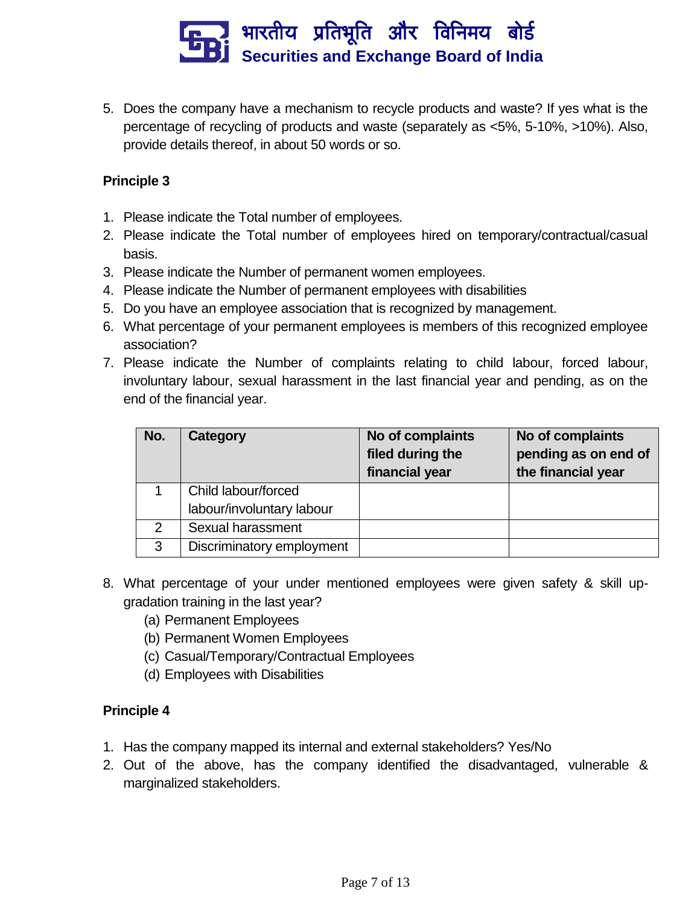5. Does the company have a mechanism to recycle products and waste? If yes what is the percentage of recycling of products and waste (separately as <5%, 5-10%, >10%). Also, provide details thereof, in about 50 words or so.

**Principle 3**

1. Please indicate the Total number of employees.
2. Please indicate the Total number of employees hired on temporary/contractual/casual basis.
3. Please indicate the Number of permanent women employees.
4. Please indicate the Number of permanent employees with disabilities
5. Do you have an employee association that is recognized by management.
6. What percentage of your permanent employees is members of this recognized employee association?
7. Please indicate the Number of complaints relating to child labour, forced labour, involuntary labour, sexual harassment in the last financial year and pending, as on the end of the financial year.

| No. | Category | No of complaints filed during the financial year | No of complaints pending as on end of the financial year |
|---|---|---|---|
| 1 | Child labour/forced labour/involuntary labour | | |
| 2 | Sexual harassment | | |
| 3 | Discriminatory employment | | |

8. What percentage of your under mentioned employees were given safety & skill up-gradation training in the last year?
   (a) Permanent Employees
   (b) Permanent Women Employees
   (c) Casual/Temporary/Contractual Employees
   (d) Employees with Disabilities

**Principle 4**

1. Has the company mapped its internal and external stakeholders? Yes/No
2. Out of the above, has the company identified the disadvantaged, vulnerable & marginalized stakeholders.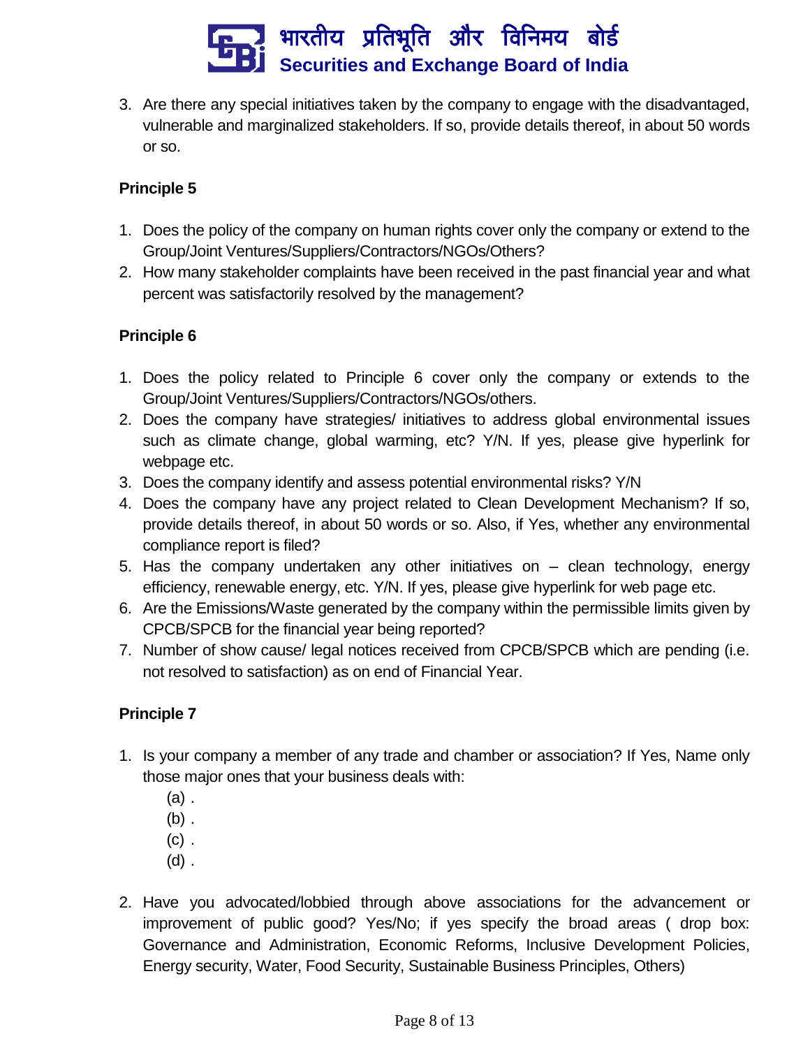3. Are there any special initiatives taken by the company to engage with the disadvantaged, vulnerable and marginalized stakeholders. If so, provide details thereof, in about 50 words or so.

**Principle 5**

1. Does the policy of the company on human rights cover only the company or extend to the Group/Joint Ventures/Suppliers/Contractors/NGOs/Others?
2. How many stakeholder complaints have been received in the past financial year and what percent was satisfactorily resolved by the management?

**Principle 6**

1. Does the policy related to Principle 6 cover only the company or extends to the Group/Joint Ventures/Suppliers/Contractors/NGOs/others.
2. Does the company have strategies/ initiatives to address global environmental issues such as climate change, global warming, etc? Y/N. If yes, please give hyperlink for webpage etc.
3. Does the company identify and assess potential environmental risks? Y/N
4. Does the company have any project related to Clean Development Mechanism? If so, provide details thereof, in about 50 words or so. Also, if Yes, whether any environmental compliance report is filed?
5. Has the company undertaken any other initiatives on – clean technology, energy efficiency, renewable energy, etc. Y/N. If yes, please give hyperlink for web page etc.
6. Are the Emissions/Waste generated by the company within the permissible limits given by CPCB/SPCB for the financial year being reported?
7. Number of show cause/ legal notices received from CPCB/SPCB which are pending (i.e. not resolved to satisfaction) as on end of Financial Year.

**Principle 7**

1. Is your company a member of any trade and chamber or association? If Yes, Name only those major ones that your business deals with:
   (a) .
   (b) .
   (c) .
   (d) .

2. Have you advocated/lobbied through above associations for the advancement or improvement of public good? Yes/No; if yes specify the broad areas ( drop box: Governance and Administration, Economic Reforms, Inclusive Development Policies, Energy security, Water, Food Security, Sustainable Business Principles, Others)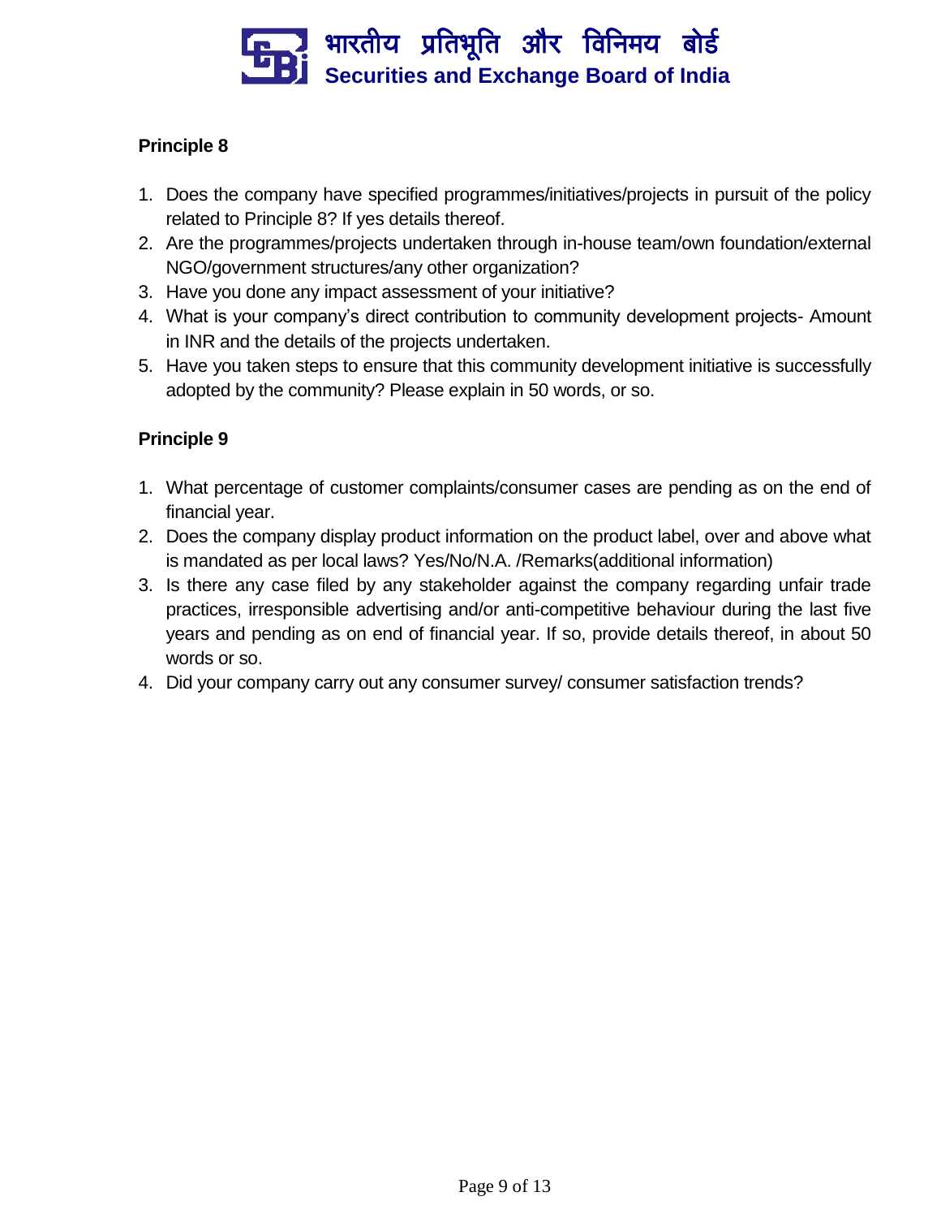**Principle 8**

1. Does the company have specified programmes/initiatives/projects in pursuit of the policy related to Principle 8? If yes details thereof.
2. Are the programmes/projects undertaken through in-house team/own foundation/external NGO/government structures/any other organization?
3. Have you done any impact assessment of your initiative?
4. What is your company's direct contribution to community development projects- Amount in INR and the details of the projects undertaken.
5. Have you taken steps to ensure that this community development initiative is successfully adopted by the community? Please explain in 50 words, or so.

**Principle 9**

1. What percentage of customer complaints/consumer cases are pending as on the end of financial year.
2. Does the company display product information on the product label, over and above what is mandated as per local laws? Yes/No/N.A. /Remarks(additional information)
3. Is there any case filed by any stakeholder against the company regarding unfair trade practices, irresponsible advertising and/or anti-competitive behaviour during the last five years and pending as on end of financial year. If so, provide details thereof, in about 50 words or so.
4. Did your company carry out any consumer survey/ consumer satisfaction trends?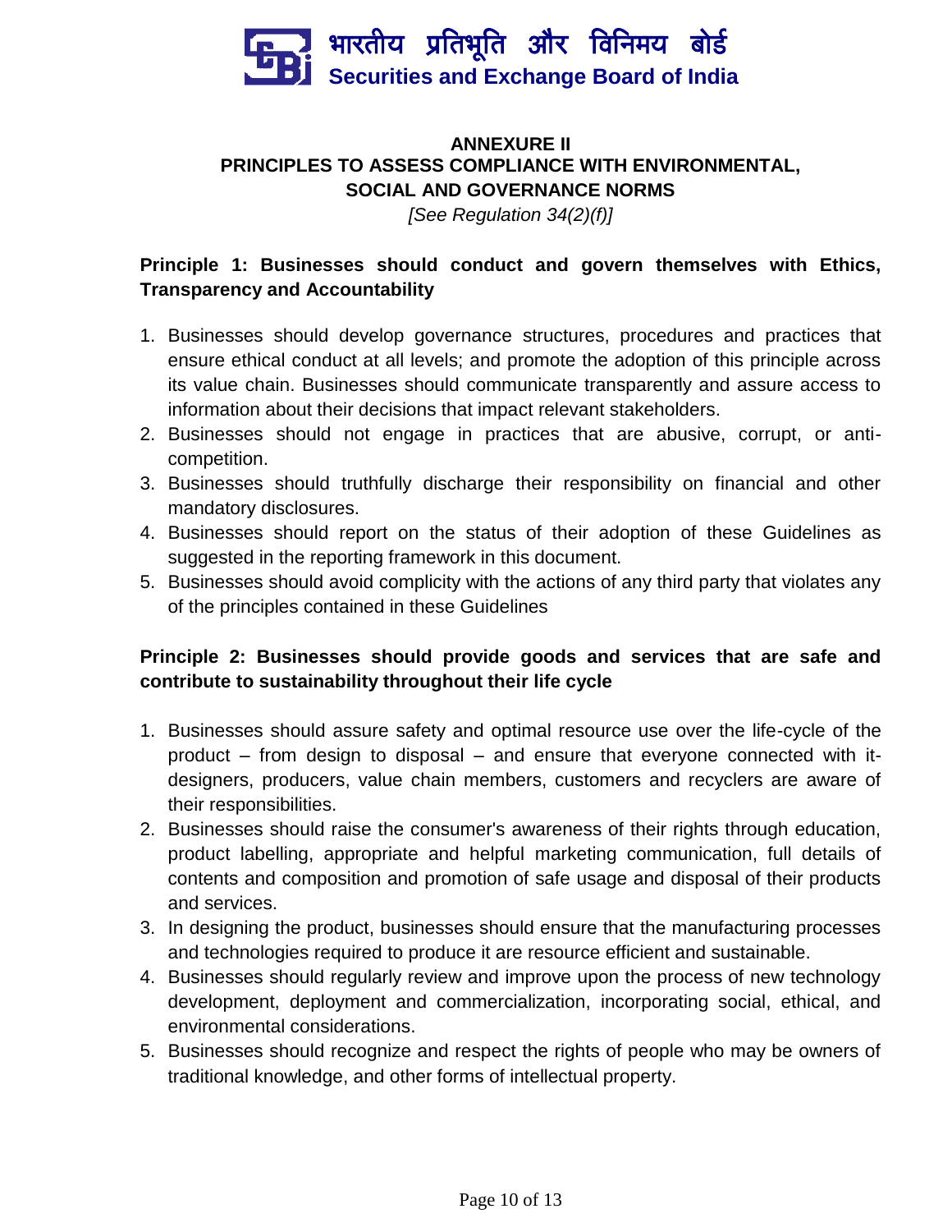## ANNEXURE II
## PRINCIPLES TO ASSESS COMPLIANCE WITH ENVIRONMENTAL, SOCIAL AND GOVERNANCE NORMS

*[See Regulation 34(2)(f)]*

**Principle 1: Businesses should conduct and govern themselves with Ethics, Transparency and Accountability**

1. Businesses should develop governance structures, procedures and practices that ensure ethical conduct at all levels; and promote the adoption of this principle across its value chain. Businesses should communicate transparently and assure access to information about their decisions that impact relevant stakeholders.
2. Businesses should not engage in practices that are abusive, corrupt, or anti-competition.
3. Businesses should truthfully discharge their responsibility on financial and other mandatory disclosures.
4. Businesses should report on the status of their adoption of these Guidelines as suggested in the reporting framework in this document.
5. Businesses should avoid complicity with the actions of any third party that violates any of the principles contained in these Guidelines

**Principle 2: Businesses should provide goods and services that are safe and contribute to sustainability throughout their life cycle**

1. Businesses should assure safety and optimal resource use over the life-cycle of the product – from design to disposal – and ensure that everyone connected with it-designers, producers, value chain members, customers and recyclers are aware of their responsibilities.
2. Businesses should raise the consumer's awareness of their rights through education, product labelling, appropriate and helpful marketing communication, full details of contents and composition and promotion of safe usage and disposal of their products and services.
3. In designing the product, businesses should ensure that the manufacturing processes and technologies required to produce it are resource efficient and sustainable.
4. Businesses should regularly review and improve upon the process of new technology development, deployment and commercialization, incorporating social, ethical, and environmental considerations.
5. Businesses should recognize and respect the rights of people who may be owners of traditional knowledge, and other forms of intellectual property.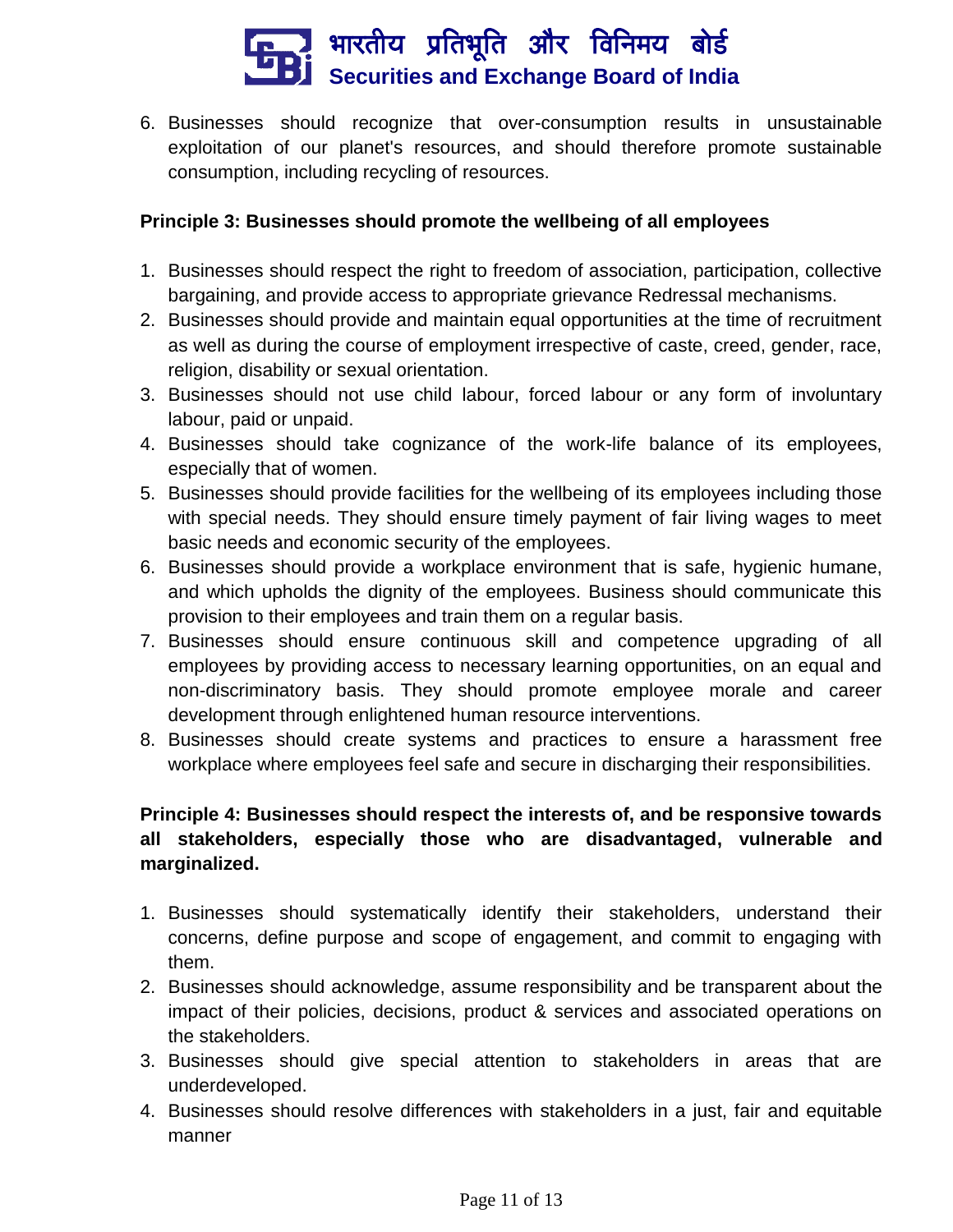6. Businesses should recognize that over-consumption results in unsustainable exploitation of our planet's resources, and should therefore promote sustainable consumption, including recycling of resources.

**Principle 3: Businesses should promote the wellbeing of all employees**

1. Businesses should respect the right to freedom of association, participation, collective bargaining, and provide access to appropriate grievance Redressal mechanisms.
2. Businesses should provide and maintain equal opportunities at the time of recruitment as well as during the course of employment irrespective of caste, creed, gender, race, religion, disability or sexual orientation.
3. Businesses should not use child labour, forced labour or any form of involuntary labour, paid or unpaid.
4. Businesses should take cognizance of the work-life balance of its employees, especially that of women.
5. Businesses should provide facilities for the wellbeing of its employees including those with special needs. They should ensure timely payment of fair living wages to meet basic needs and economic security of the employees.
6. Businesses should provide a workplace environment that is safe, hygienic humane, and which upholds the dignity of the employees. Business should communicate this provision to their employees and train them on a regular basis.
7. Businesses should ensure continuous skill and competence upgrading of all employees by providing access to necessary learning opportunities, on an equal and non-discriminatory basis. They should promote employee morale and career development through enlightened human resource interventions.
8. Businesses should create systems and practices to ensure a harassment free workplace where employees feel safe and secure in discharging their responsibilities.

**Principle 4: Businesses should respect the interests of, and be responsive towards all stakeholders, especially those who are disadvantaged, vulnerable and marginalized.**

1. Businesses should systematically identify their stakeholders, understand their concerns, define purpose and scope of engagement, and commit to engaging with them.
2. Businesses should acknowledge, assume responsibility and be transparent about the impact of their policies, decisions, product & services and associated operations on the stakeholders.
3. Businesses should give special attention to stakeholders in areas that are underdeveloped.
4. Businesses should resolve differences with stakeholders in a just, fair and equitable manner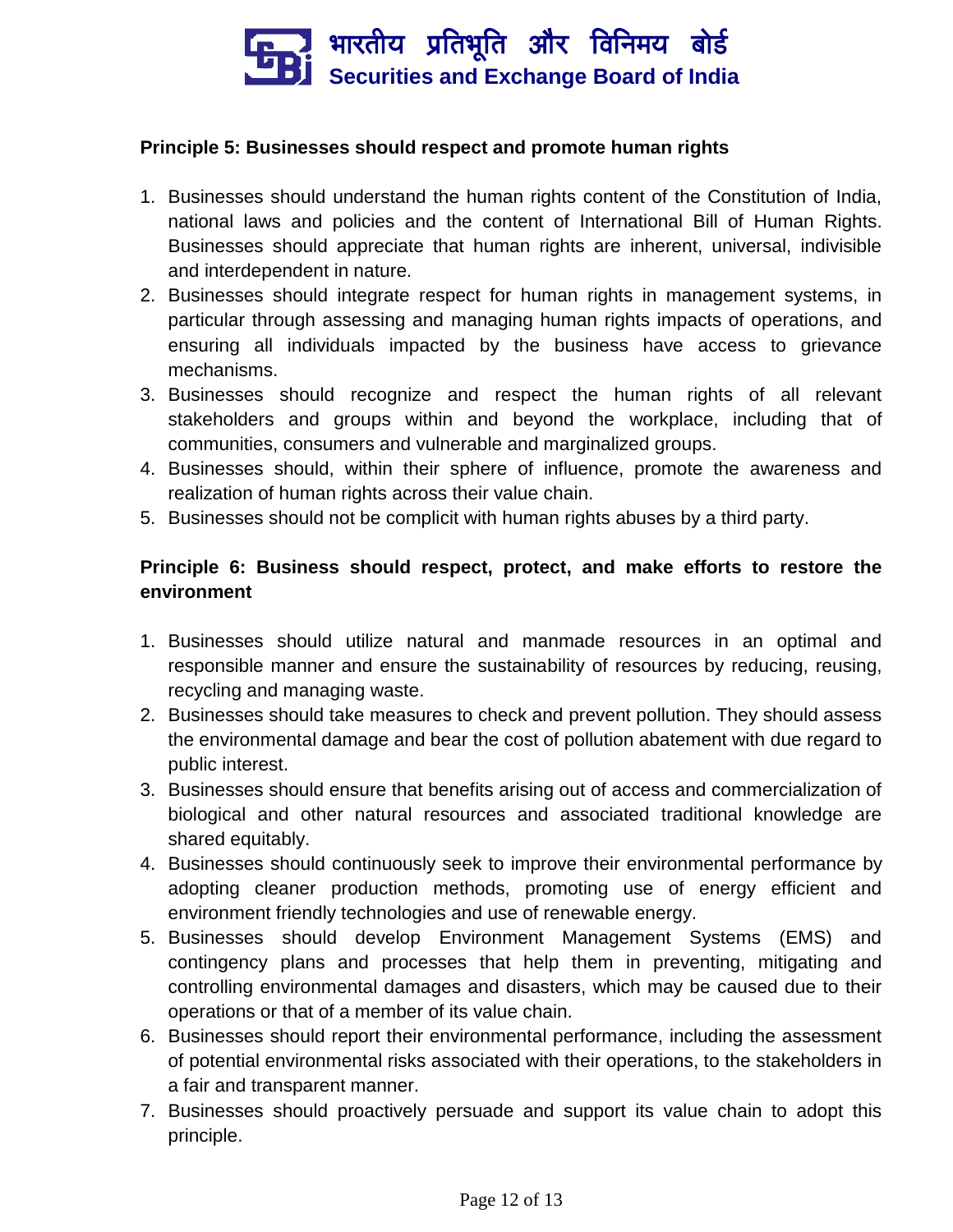**Principle 5: Businesses should respect and promote human rights**

1. Businesses should understand the human rights content of the Constitution of India, national laws and policies and the content of International Bill of Human Rights. Businesses should appreciate that human rights are inherent, universal, indivisible and interdependent in nature.
2. Businesses should integrate respect for human rights in management systems, in particular through assessing and managing human rights impacts of operations, and ensuring all individuals impacted by the business have access to grievance mechanisms.
3. Businesses should recognize and respect the human rights of all relevant stakeholders and groups within and beyond the workplace, including that of communities, consumers and vulnerable and marginalized groups.
4. Businesses should, within their sphere of influence, promote the awareness and realization of human rights across their value chain.
5. Businesses should not be complicit with human rights abuses by a third party.

**Principle 6: Business should respect, protect, and make efforts to restore the environment**

1. Businesses should utilize natural and manmade resources in an optimal and responsible manner and ensure the sustainability of resources by reducing, reusing, recycling and managing waste.
2. Businesses should take measures to check and prevent pollution. They should assess the environmental damage and bear the cost of pollution abatement with due regard to public interest.
3. Businesses should ensure that benefits arising out of access and commercialization of biological and other natural resources and associated traditional knowledge are shared equitably.
4. Businesses should continuously seek to improve their environmental performance by adopting cleaner production methods, promoting use of energy efficient and environment friendly technologies and use of renewable energy.
5. Businesses should develop Environment Management Systems (EMS) and contingency plans and processes that help them in preventing, mitigating and controlling environmental damages and disasters, which may be caused due to their operations or that of a member of its value chain.
6. Businesses should report their environmental performance, including the assessment of potential environmental risks associated with their operations, to the stakeholders in a fair and transparent manner.
7. Businesses should proactively persuade and support its value chain to adopt this principle.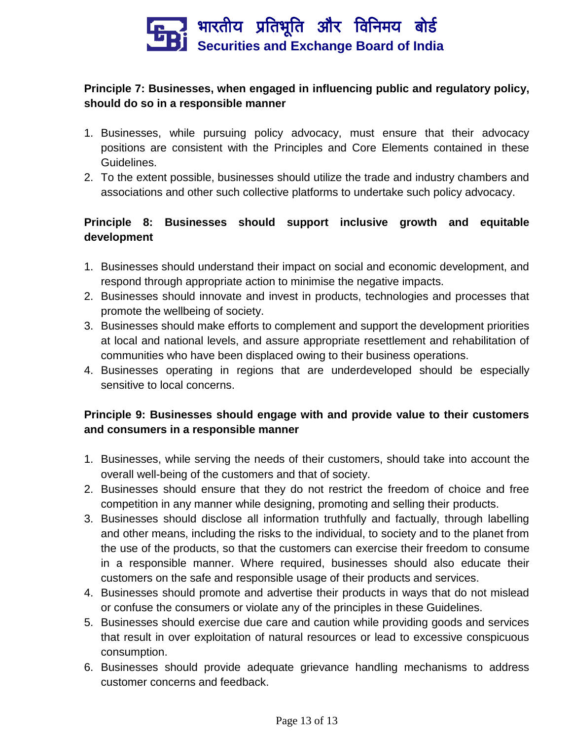**Principle 7: Businesses, when engaged in influencing public and regulatory policy, should do so in a responsible manner**

1. Businesses, while pursuing policy advocacy, must ensure that their advocacy positions are consistent with the Principles and Core Elements contained in these Guidelines.
2. To the extent possible, businesses should utilize the trade and industry chambers and associations and other such collective platforms to undertake such policy advocacy.

**Principle 8: Businesses should support inclusive growth and equitable development**

1. Businesses should understand their impact on social and economic development, and respond through appropriate action to minimise the negative impacts.
2. Businesses should innovate and invest in products, technologies and processes that promote the wellbeing of society.
3. Businesses should make efforts to complement and support the development priorities at local and national levels, and assure appropriate resettlement and rehabilitation of communities who have been displaced owing to their business operations.
4. Businesses operating in regions that are underdeveloped should be especially sensitive to local concerns.

**Principle 9: Businesses should engage with and provide value to their customers and consumers in a responsible manner**

1. Businesses, while serving the needs of their customers, should take into account the overall well-being of the customers and that of society.
2. Businesses should ensure that they do not restrict the freedom of choice and free competition in any manner while designing, promoting and selling their products.
3. Businesses should disclose all information truthfully and factually, through labelling and other means, including the risks to the individual, to society and to the planet from the use of the products, so that the customers can exercise their freedom to consume in a responsible manner. Where required, businesses should also educate their customers on the safe and responsible usage of their products and services.
4. Businesses should promote and advertise their products in ways that do not mislead or confuse the consumers or violate any of the principles in these Guidelines.
5. Businesses should exercise due care and caution while providing goods and services that result in over exploitation of natural resources or lead to excessive conspicuous consumption.
6. Businesses should provide adequate grievance handling mechanisms to address customer concerns and feedback.